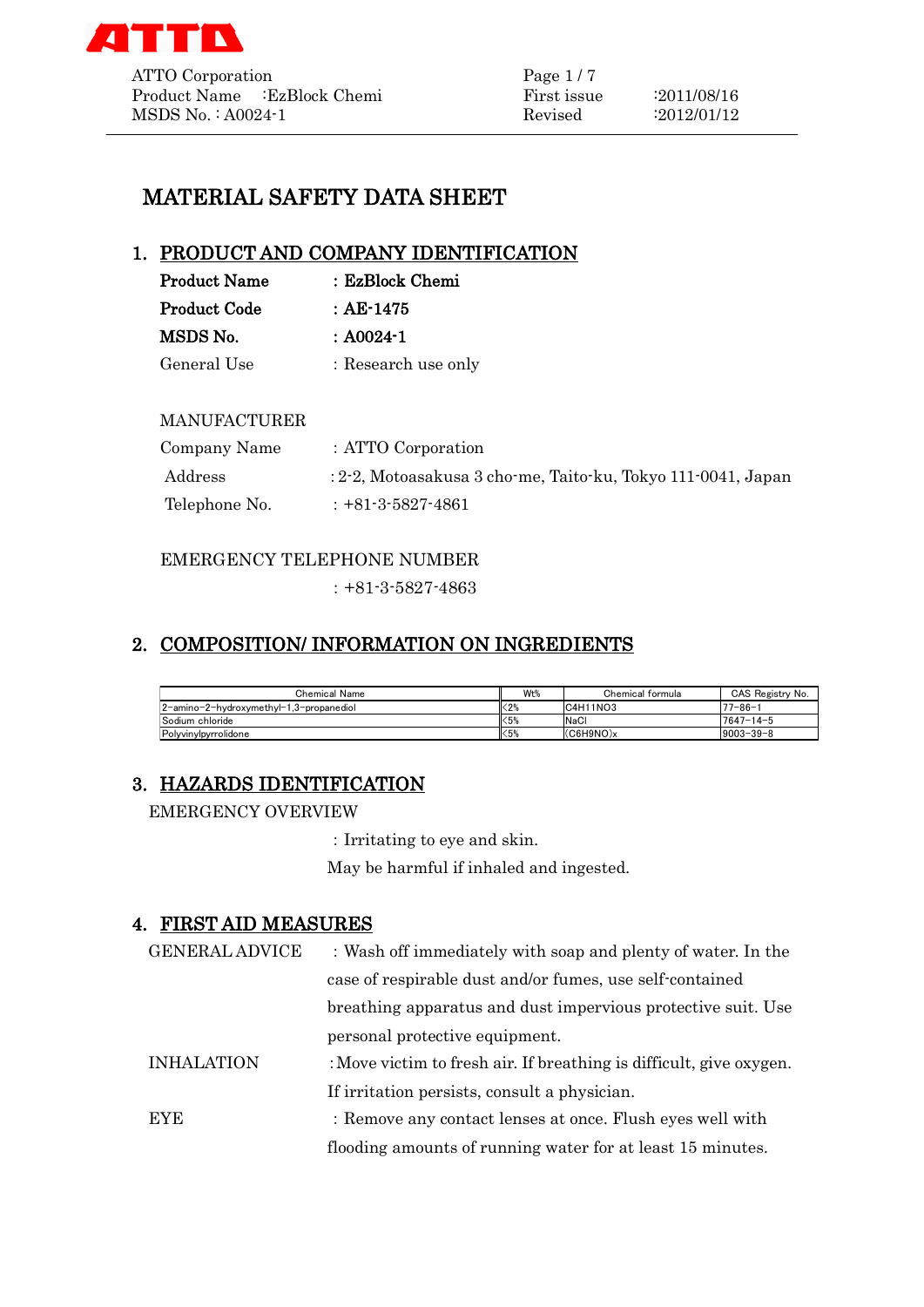# MATERIAL SAFETY DATA SHEET

## 1. PRODUCT AND COMPANY IDENTIFICATION

**Product Name** : **EzBlock Chemi**

**Product Code** : **AE-1475**

**MSDS No.** : **A0024-1**

General Use : Research use only

MANUFACTURER

Company Name : ATTO Corporation

Address : 2-2, Motoasakusa 3 cho-me, Taito-ku, Tokyo 111-0041, Japan

Telephone No. : +81-3-5827-4861

EMERGENCY TELEPHONE NUMBER

: +81-3-5827-4863

## 2. COMPOSITION/ INFORMATION ON INGREDIENTS

| Chemical Name | Wt% | Chemical formula | CAS Registry No. |
|---|---|---|---|
| 2-amino-2-hydroxymethyl-1,3-propanediol | <2% | $C_4H_{11}NO_3$ | 77-86-1 |
| Sodium chloride | <5% | NaCl | 7647-14-5 |
| Polyvinylpyrrolidone | <5% | $(C_6H_9NO)_x$ | 9003-39-8 |

## 3. HAZARDS IDENTIFICATION

EMERGENCY OVERVIEW

: Irritating to eye and skin.
May be harmful if inhaled and ingested.

## 4. FIRST AID MEASURES

GENERAL ADVICE : Wash off immediately with soap and plenty of water. In the case of respirable dust and/or fumes, use self-contained breathing apparatus and dust impervious protective suit. Use personal protective equipment.

INHALATION : Move victim to fresh air. If breathing is difficult, give oxygen. If irritation persists, consult a physician.

EYE : Remove any contact lenses at once. Flush eyes well with flooding amounts of running water for at least 15 minutes.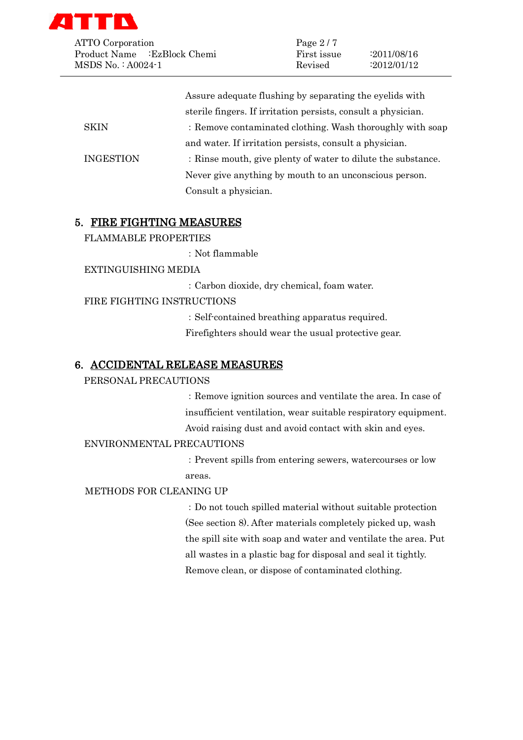Assure adequate flushing by separating the eyelids with sterile fingers. If irritation persists, consult a physician.

SKIN : Remove contaminated clothing. Wash thoroughly with soap and water. If irritation persists, consult a physician.

INGESTION : Rinse mouth, give plenty of water to dilute the substance. Never give anything by mouth to an unconscious person. Consult a physician.

## 5. FIRE FIGHTING MEASURES

FLAMMABLE PROPERTIES

: Not flammable

EXTINGUISHING MEDIA

: Carbon dioxide, dry chemical, foam water.

FIRE FIGHTING INSTRUCTIONS

: Self-contained breathing apparatus required. Firefighters should wear the usual protective gear.

## 6. ACCIDENTAL RELEASE MEASURES

PERSONAL PRECAUTIONS

: Remove ignition sources and ventilate the area. In case of insufficient ventilation, wear suitable respiratory equipment. Avoid raising dust and avoid contact with skin and eyes.

ENVIRONMENTAL PRECAUTIONS

: Prevent spills from entering sewers, watercourses or low areas.

METHODS FOR CLEANING UP

: Do not touch spilled material without suitable protection (See section 8). After materials completely picked up, wash the spill site with soap and water and ventilate the area. Put all wastes in a plastic bag for disposal and seal it tightly. Remove clean, or dispose of contaminated clothing.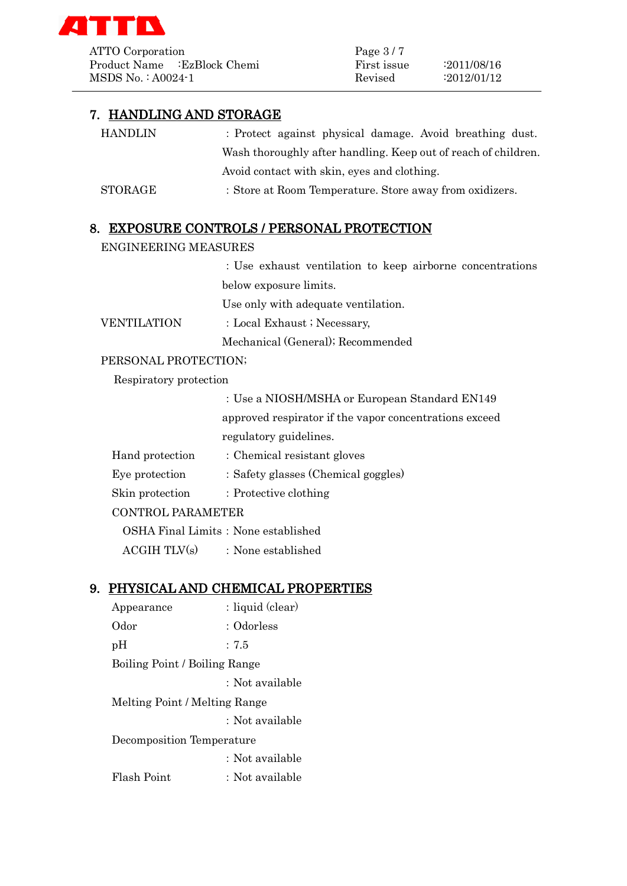## 7. HANDLING AND STORAGE

| | |
|---|---|
| HANDLIN | : Protect against physical damage. Avoid breathing dust. Wash thoroughly after handling. Keep out of reach of children. Avoid contact with skin, eyes and clothing. |
| STORAGE | : Store at Room Temperature. Store away from oxidizers. |

## 8. EXPOSURE CONTROLS / PERSONAL PROTECTION

ENGINEERING MEASURES

: Use exhaust ventilation to keep airborne concentrations below exposure limits.
Use only with adequate ventilation.

VENTILATION : Local Exhaust ; Necessary,
Mechanical (General); Recommended

PERSONAL PROTECTION;

Respiratory protection

: Use a NIOSH/MSHA or European Standard EN149 approved respirator if the vapor concentrations exceed regulatory guidelines.

| | |
|---|---|
| Hand protection | : Chemical resistant gloves |
| Eye protection | : Safety glasses (Chemical goggles) |
| Skin protection | : Protective clothing |

CONTROL PARAMETER

| | |
|---|---|
| OSHA Final Limits | : None established |
| ACGIH TLV(s) | : None established |

## 9. PHYSICAL AND CHEMICAL PROPERTIES

| | |
|---|---|
| Appearance | : liquid (clear) |
| Odor | : Odorless |
| pH | : 7.5 |
| Boiling Point / Boiling Range | : Not available |
| Melting Point / Melting Range | : Not available |
| Decomposition Temperature | : Not available |
| Flash Point | : Not available |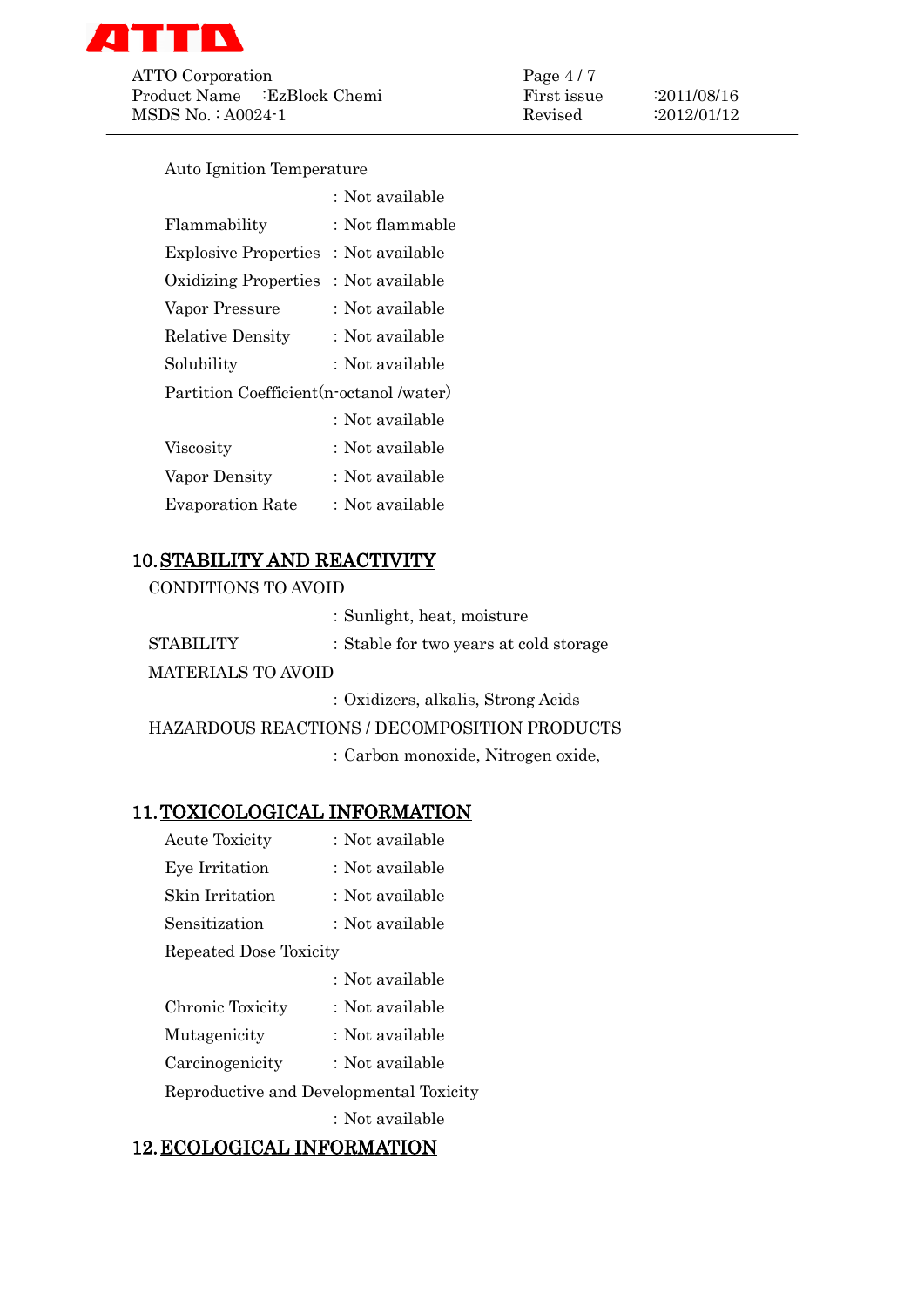Auto Ignition Temperature

: Not available

| | |
|---|---|
| Flammability | : Not flammable |
| Explosive Properties | : Not available |
| Oxidizing Properties | : Not available |
| Vapor Pressure | : Not available |
| Relative Density | : Not available |
| Solubility | : Not available |

Partition Coefficient(n-octanol /water)

: Not available

| | |
|---|---|
| Viscosity | : Not available |
| Vapor Density | : Not available |
| Evaporation Rate | : Not available |

## 10. STABILITY AND REACTIVITY

CONDITIONS TO AVOID

: Sunlight, heat, moisture

STABILITY : Stable for two years at cold storage

MATERIALS TO AVOID

: Oxidizers, alkalis, Strong Acids

HAZARDOUS REACTIONS / DECOMPOSITION PRODUCTS

: Carbon monoxide, Nitrogen oxide,

## 11. TOXICOLOGICAL INFORMATION

| | |
|---|---|
| Acute Toxicity | : Not available |
| Eye Irritation | : Not available |
| Skin Irritation | : Not available |
| Sensitization | : Not available |

Repeated Dose Toxicity

: Not available

| | |
|---|---|
| Chronic Toxicity | : Not available |
| Mutagenicity | : Not available |
| Carcinogenicity | : Not available |

Reproductive and Developmental Toxicity

: Not available

## 12. ECOLOGICAL INFORMATION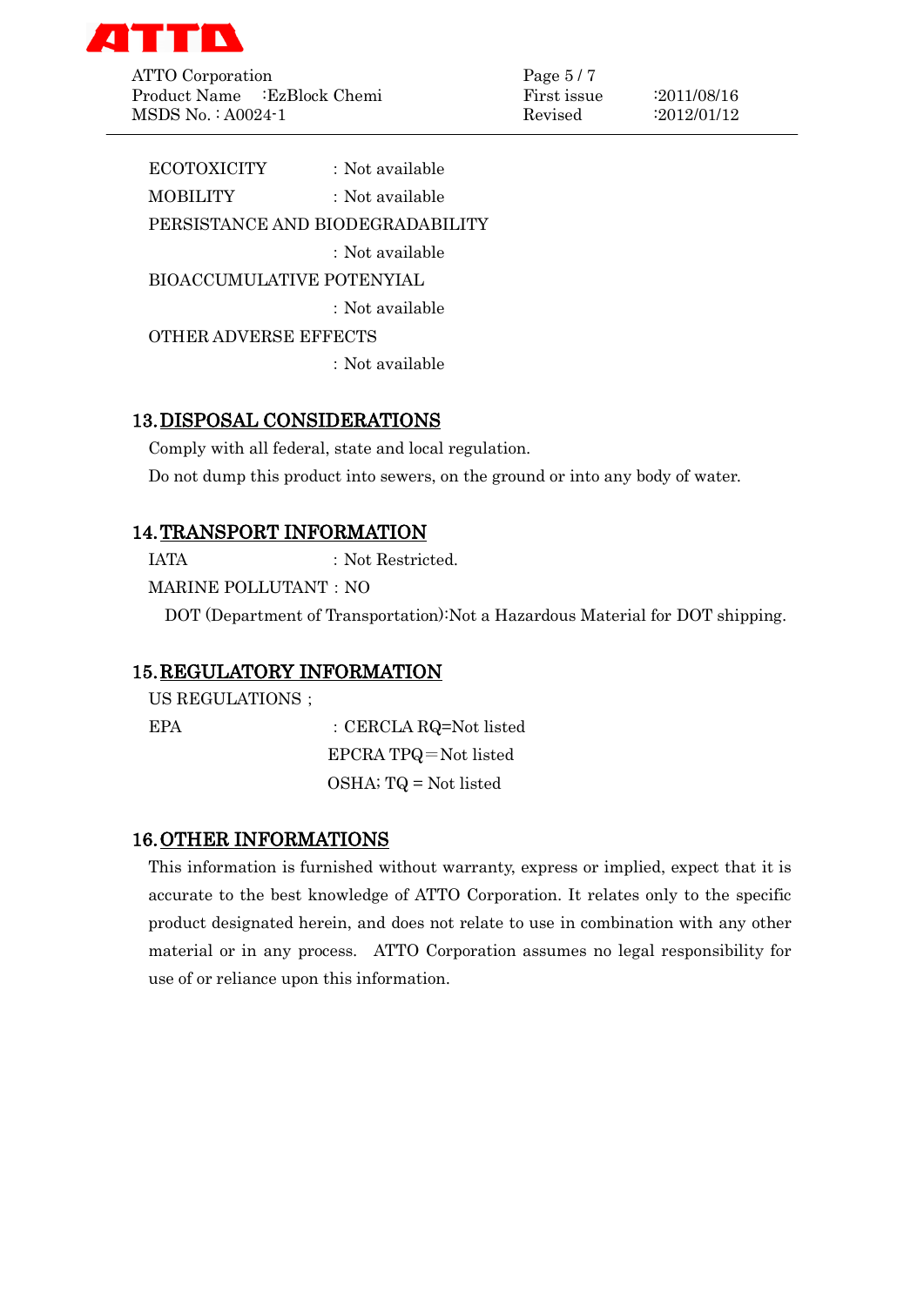ECOTOXICITY : Not available

MOBILITY : Not available

PERSISTANCE AND BIODEGRADABILITY

: Not available

BIOACCUMULATIVE POTENYIAL

: Not available

OTHER ADVERSE EFFECTS

: Not available

## 13. DISPOSAL CONSIDERATIONS

Comply with all federal, state and local regulation.

Do not dump this product into sewers, on the ground or into any body of water.

## 14. TRANSPORT INFORMATION

IATA : Not Restricted.

MARINE POLLUTANT : NO

DOT (Department of Transportation):Not a Hazardous Material for DOT shipping.

## 15. REGULATORY INFORMATION

US REGULATIONS ;

EPA : CERCLA RQ=Not listed

EPCRA TPQ＝Not listed

OSHA; TQ = Not listed

## 16. OTHER INFORMATIONS

This information is furnished without warranty, express or implied, expect that it is accurate to the best knowledge of ATTO Corporation. It relates only to the specific product designated herein, and does not relate to use in combination with any other material or in any process. ATTO Corporation assumes no legal responsibility for use of or reliance upon this information.